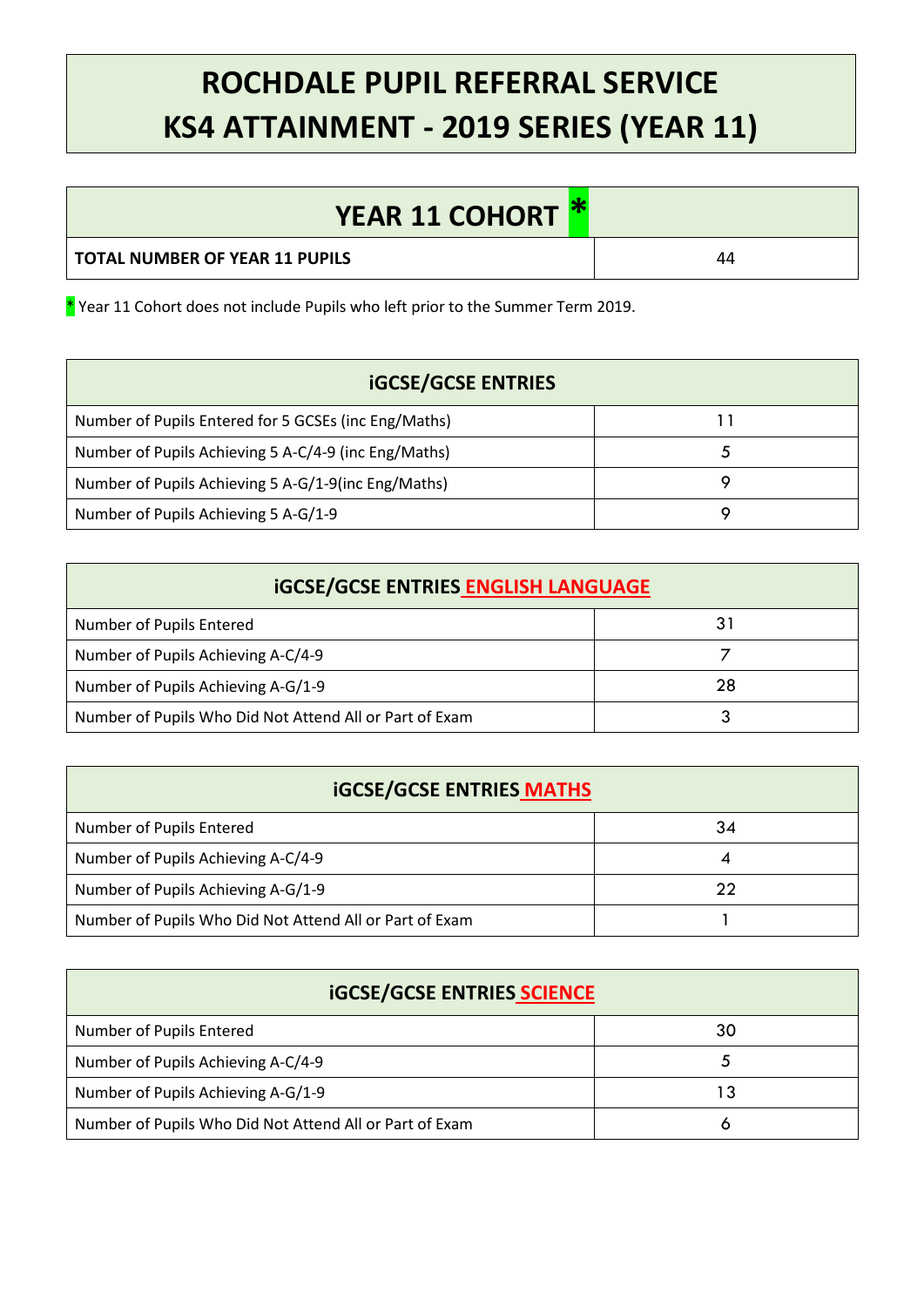# ROCHDALE PUPIL REFERRAL SERVICE
# KS4 ATTAINMENT - 2019 SERIES (YEAR 11)

| YEAR 11 COHORT * | |
|---|---|
| **TOTAL NUMBER OF YEAR 11 PUPILS** | 44 |

\* Year 11 Cohort does not include Pupils who left prior to the Summer Term 2019.

| iGCSE/GCSE ENTRIES | |
|---|---|
| Number of Pupils Entered for 5 GCSEs (inc Eng/Maths) | 11 |
| Number of Pupils Achieving 5 A-C/4-9 (inc Eng/Maths) | 5 |
| Number of Pupils Achieving 5 A-G/1-9(inc Eng/Maths) | 9 |
| Number of Pupils Achieving 5 A-G/1-9 | 9 |

| iGCSE/GCSE ENTRIES ENGLISH LANGUAGE | |
|---|---|
| Number of Pupils Entered | 31 |
| Number of Pupils Achieving A-C/4-9 | 7 |
| Number of Pupils Achieving A-G/1-9 | 28 |
| Number of Pupils Who Did Not Attend All or Part of Exam | 3 |

| iGCSE/GCSE ENTRIES MATHS | |
|---|---|
| Number of Pupils Entered | 34 |
| Number of Pupils Achieving A-C/4-9 | 4 |
| Number of Pupils Achieving A-G/1-9 | 22 |
| Number of Pupils Who Did Not Attend All or Part of Exam | 1 |

| iGCSE/GCSE ENTRIES SCIENCE | |
|---|---|
| Number of Pupils Entered | 30 |
| Number of Pupils Achieving A-C/4-9 | 5 |
| Number of Pupils Achieving A-G/1-9 | 13 |
| Number of Pupils Who Did Not Attend All or Part of Exam | 6 |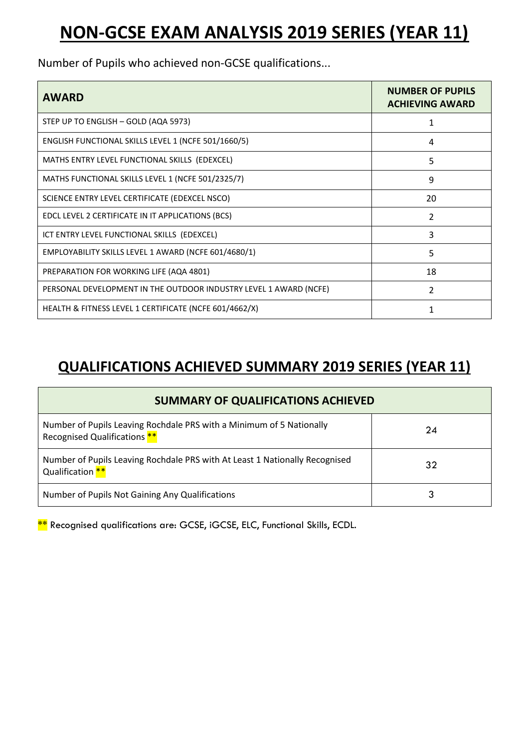# NON-GCSE EXAM ANALYSIS 2019 SERIES (YEAR 11)

Number of Pupils who achieved non-GCSE qualifications...

| AWARD | NUMBER OF PUPILS ACHIEVING AWARD |
|---|---|
| STEP UP TO ENGLISH – GOLD (AQA 5973) | 1 |
| ENGLISH FUNCTIONAL SKILLS LEVEL 1 (NCFE 501/1660/5) | 4 |
| MATHS ENTRY LEVEL FUNCTIONAL SKILLS (EDEXCEL) | 5 |
| MATHS FUNCTIONAL SKILLS LEVEL 1 (NCFE 501/2325/7) | 9 |
| SCIENCE ENTRY LEVEL CERTIFICATE (EDEXCEL NSCO) | 20 |
| EDCL LEVEL 2 CERTIFICATE IN IT APPLICATIONS (BCS) | 2 |
| ICT ENTRY LEVEL FUNCTIONAL SKILLS (EDEXCEL) | 3 |
| EMPLOYABILITY SKILLS LEVEL 1 AWARD (NCFE 601/4680/1) | 5 |
| PREPARATION FOR WORKING LIFE (AQA 4801) | 18 |
| PERSONAL DEVELOPMENT IN THE OUTDOOR INDUSTRY LEVEL 1 AWARD (NCFE) | 2 |
| HEALTH & FITNESS LEVEL 1 CERTIFICATE (NCFE 601/4662/X) | 1 |

# QUALIFICATIONS ACHIEVED SUMMARY 2019 SERIES (YEAR 11)

| SUMMARY OF QUALIFICATIONS ACHIEVED | |
|---|---|
| Number of Pupils Leaving Rochdale PRS with a Minimum of 5 Nationally Recognised Qualifications ** | 24 |
| Number of Pupils Leaving Rochdale PRS with At Least 1 Nationally Recognised Qualification ** | 32 |
| Number of Pupils Not Gaining Any Qualifications | 3 |

** Recognised qualifications are: GCSE, iGCSE, ELC, Functional Skills, ECDL.